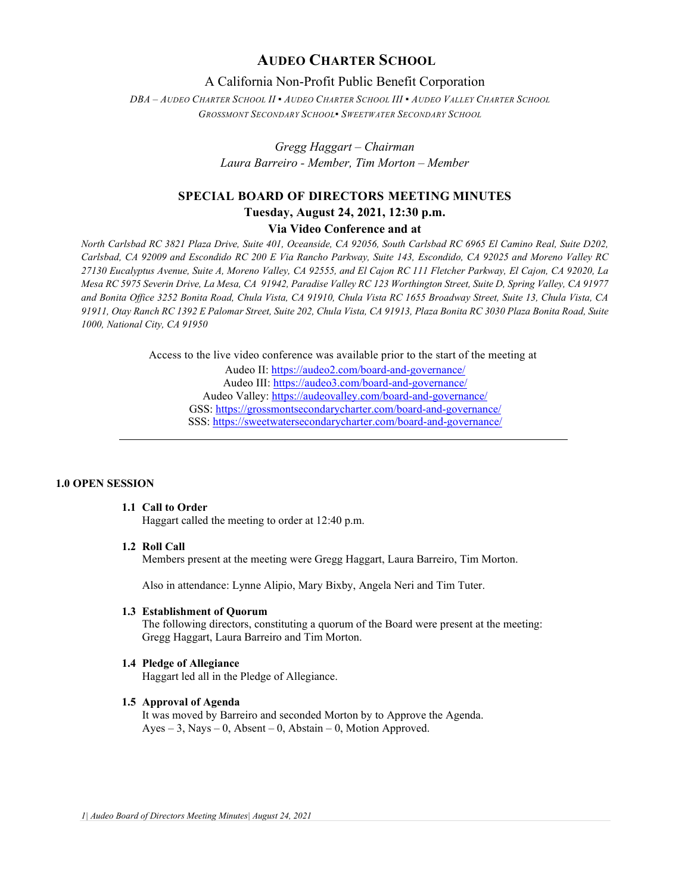# AUDEO CHARTER SCHOOL

A California Non-Profit Public Benefit Corporation

*DBA – AUDEO CHARTER SCHOOL II ▪ AUDEO CHARTER SCHOOL III ▪ AUDEO VALLEY CHARTER SCHOOL GROSSMONT SECONDARY SCHOOL▪ SWEETWATER SECONDARY SCHOOL*

*Gregg Haggart – Chairman*
*Laura Barreiro - Member, Tim Morton – Member*

## SPECIAL BOARD OF DIRECTORS MEETING MINUTES

**Tuesday, August 24, 2021, 12:30 p.m.**

**Via Video Conference and at**

*North Carlsbad RC 3821 Plaza Drive, Suite 401, Oceanside, CA 92056, South Carlsbad RC 6965 El Camino Real, Suite D202, Carlsbad, CA 92009 and Escondido RC 200 E Via Rancho Parkway, Suite 143, Escondido, CA 92025 and Moreno Valley RC 27130 Eucalyptus Avenue, Suite A, Moreno Valley, CA 92555, and El Cajon RC 111 Fletcher Parkway, El Cajon, CA 92020, La Mesa RC 5975 Severin Drive, La Mesa, CA 91942, Paradise Valley RC 123 Worthington Street, Suite D, Spring Valley, CA 91977 and Bonita Office 3252 Bonita Road, Chula Vista, CA 91910, Chula Vista RC 1655 Broadway Street, Suite 13, Chula Vista, CA 91911, Otay Ranch RC 1392 E Palomar Street, Suite 202, Chula Vista, CA 91913, Plaza Bonita RC 3030 Plaza Bonita Road, Suite 1000, National City, CA 91950*

Access to the live video conference was available prior to the start of the meeting at
Audeo II: https://audeo2.com/board-and-governance/
Audeo III: https://audeo3.com/board-and-governance/
Audeo Valley: https://audeovalley.com/board-and-governance/
GSS: https://grossmontsecondarycharter.com/board-and-governance/
SSS: https://sweetwatersecondarycharter.com/board-and-governance/

---

### 1.0 OPEN SESSION

**1.1 Call to Order**
Haggart called the meeting to order at 12:40 p.m.

**1.2 Roll Call**
Members present at the meeting were Gregg Haggart, Laura Barreiro, Tim Morton.

Also in attendance: Lynne Alipio, Mary Bixby, Angela Neri and Tim Tuter.

**1.3 Establishment of Quorum**
The following directors, constituting a quorum of the Board were present at the meeting: Gregg Haggart, Laura Barreiro and Tim Morton.

**1.4 Pledge of Allegiance**
Haggart led all in the Pledge of Allegiance.

**1.5 Approval of Agenda**
It was moved by Barreiro and seconded Morton by to Approve the Agenda.
Ayes – 3, Nays – 0, Absent – 0, Abstain – 0, Motion Approved.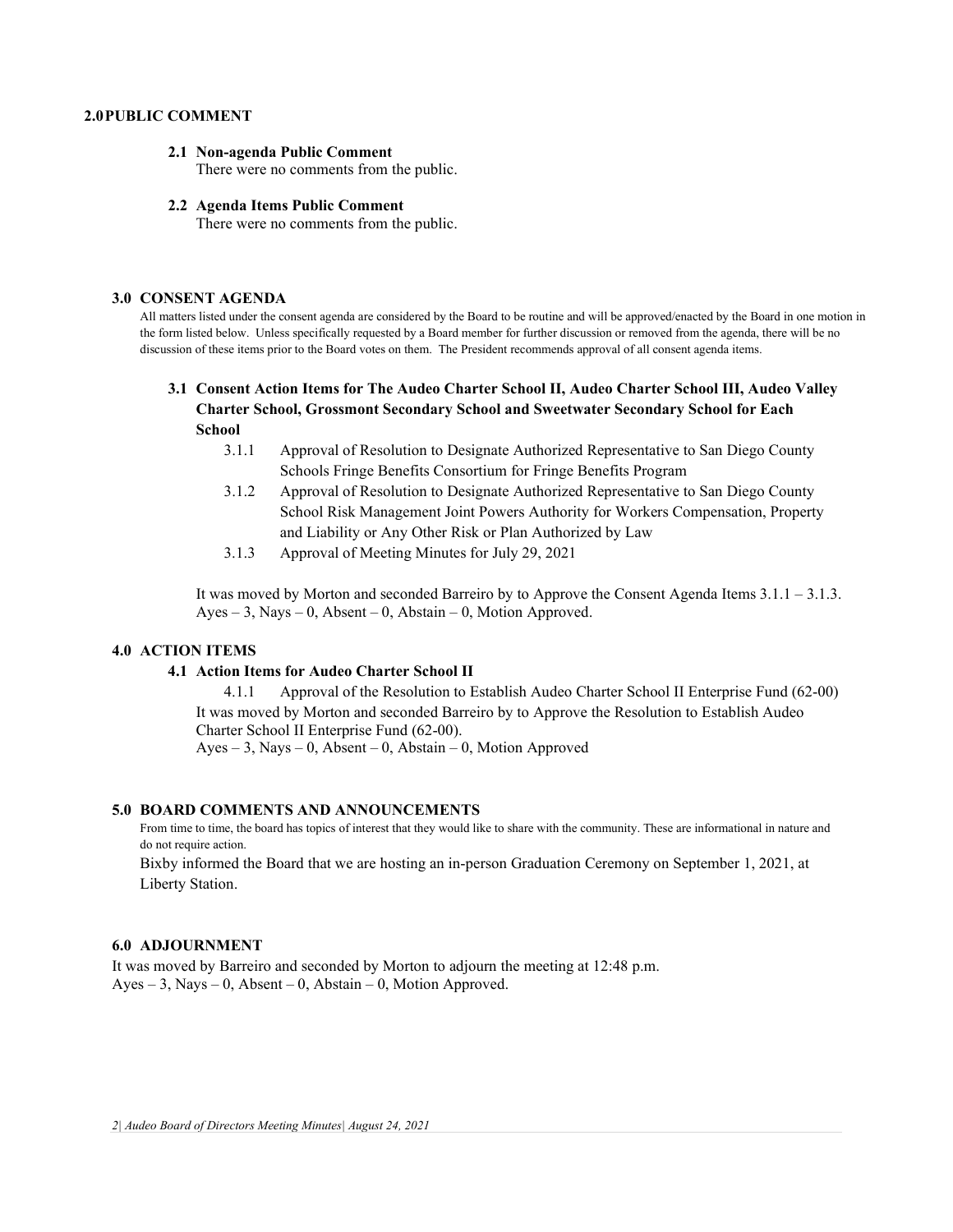## 2.0 PUBLIC COMMENT

### 2.1 Non-agenda Public Comment

There were no comments from the public.

### 2.2 Agenda Items Public Comment

There were no comments from the public.

## 3.0 CONSENT AGENDA

All matters listed under the consent agenda are considered by the Board to be routine and will be approved/enacted by the Board in one motion in the form listed below. Unless specifically requested by a Board member for further discussion or removed from the agenda, there will be no discussion of these items prior to the Board votes on them. The President recommends approval of all consent agenda items.

### 3.1 Consent Action Items for The Audeo Charter School II, Audeo Charter School III, Audeo Valley Charter School, Grossmont Secondary School and Sweetwater Secondary School for Each School

- 3.1.1 Approval of Resolution to Designate Authorized Representative to San Diego County Schools Fringe Benefits Consortium for Fringe Benefits Program
- 3.1.2 Approval of Resolution to Designate Authorized Representative to San Diego County School Risk Management Joint Powers Authority for Workers Compensation, Property and Liability or Any Other Risk or Plan Authorized by Law
- 3.1.3 Approval of Meeting Minutes for July 29, 2021

It was moved by Morton and seconded Barreiro by to Approve the Consent Agenda Items 3.1.1 – 3.1.3.
Ayes – 3, Nays – 0, Absent – 0, Abstain – 0, Motion Approved.

## 4.0 ACTION ITEMS

### 4.1 Action Items for Audeo Charter School II

4.1.1 Approval of the Resolution to Establish Audeo Charter School II Enterprise Fund (62-00)

It was moved by Morton and seconded Barreiro by to Approve the Resolution to Establish Audeo Charter School II Enterprise Fund (62-00).
Ayes – 3, Nays – 0, Absent – 0, Abstain – 0, Motion Approved

## 5.0 BOARD COMMENTS AND ANNOUNCEMENTS

From time to time, the board has topics of interest that they would like to share with the community. These are informational in nature and do not require action.

Bixby informed the Board that we are hosting an in-person Graduation Ceremony on September 1, 2021, at Liberty Station.

## 6.0 ADJOURNMENT

It was moved by Barreiro and seconded by Morton to adjourn the meeting at 12:48 p.m.
Ayes – 3, Nays – 0, Absent – 0, Abstain – 0, Motion Approved.